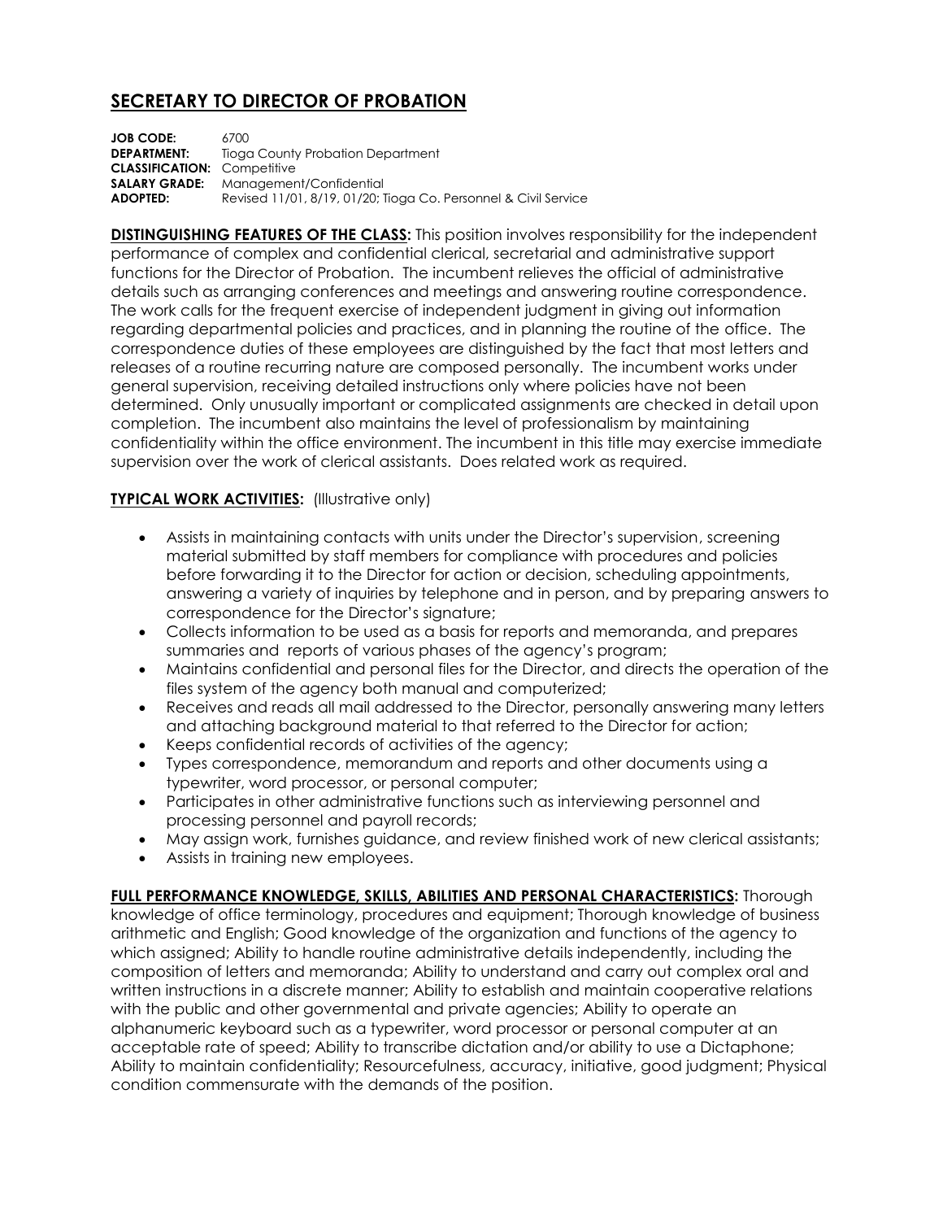# SECRETARY TO DIRECTOR OF PROBATION

**JOB CODE:** 6700
**DEPARTMENT:** Tioga County Probation Department
**CLASSIFICATION:** Competitive
**SALARY GRADE:** Management/Confidential
**ADOPTED:** Revised 11/01, 8/19, 01/20; Tioga Co. Personnel & Civil Service

**DISTINGUISHING FEATURES OF THE CLASS:** This position involves responsibility for the independent performance of complex and confidential clerical, secretarial and administrative support functions for the Director of Probation. The incumbent relieves the official of administrative details such as arranging conferences and meetings and answering routine correspondence. The work calls for the frequent exercise of independent judgment in giving out information regarding departmental policies and practices, and in planning the routine of the office. The correspondence duties of these employees are distinguished by the fact that most letters and releases of a routine recurring nature are composed personally. The incumbent works under general supervision, receiving detailed instructions only where policies have not been determined. Only unusually important or complicated assignments are checked in detail upon completion. The incumbent also maintains the level of professionalism by maintaining confidentiality within the office environment. The incumbent in this title may exercise immediate supervision over the work of clerical assistants. Does related work as required.

**TYPICAL WORK ACTIVITIES:** (Illustrative only)

- Assists in maintaining contacts with units under the Director's supervision, screening material submitted by staff members for compliance with procedures and policies before forwarding it to the Director for action or decision, scheduling appointments, answering a variety of inquiries by telephone and in person, and by preparing answers to correspondence for the Director's signature;
- Collects information to be used as a basis for reports and memoranda, and prepares summaries and reports of various phases of the agency's program;
- Maintains confidential and personal files for the Director, and directs the operation of the files system of the agency both manual and computerized;
- Receives and reads all mail addressed to the Director, personally answering many letters and attaching background material to that referred to the Director for action;
- Keeps confidential records of activities of the agency;
- Types correspondence, memorandum and reports and other documents using a typewriter, word processor, or personal computer;
- Participates in other administrative functions such as interviewing personnel and processing personnel and payroll records;
- May assign work, furnishes guidance, and review finished work of new clerical assistants;
- Assists in training new employees.

**FULL PERFORMANCE KNOWLEDGE, SKILLS, ABILITIES AND PERSONAL CHARACTERISTICS:** Thorough knowledge of office terminology, procedures and equipment; Thorough knowledge of business arithmetic and English; Good knowledge of the organization and functions of the agency to which assigned; Ability to handle routine administrative details independently, including the composition of letters and memoranda; Ability to understand and carry out complex oral and written instructions in a discrete manner; Ability to establish and maintain cooperative relations with the public and other governmental and private agencies; Ability to operate an alphanumeric keyboard such as a typewriter, word processor or personal computer at an acceptable rate of speed; Ability to transcribe dictation and/or ability to use a Dictaphone; Ability to maintain confidentiality; Resourcefulness, accuracy, initiative, good judgment; Physical condition commensurate with the demands of the position.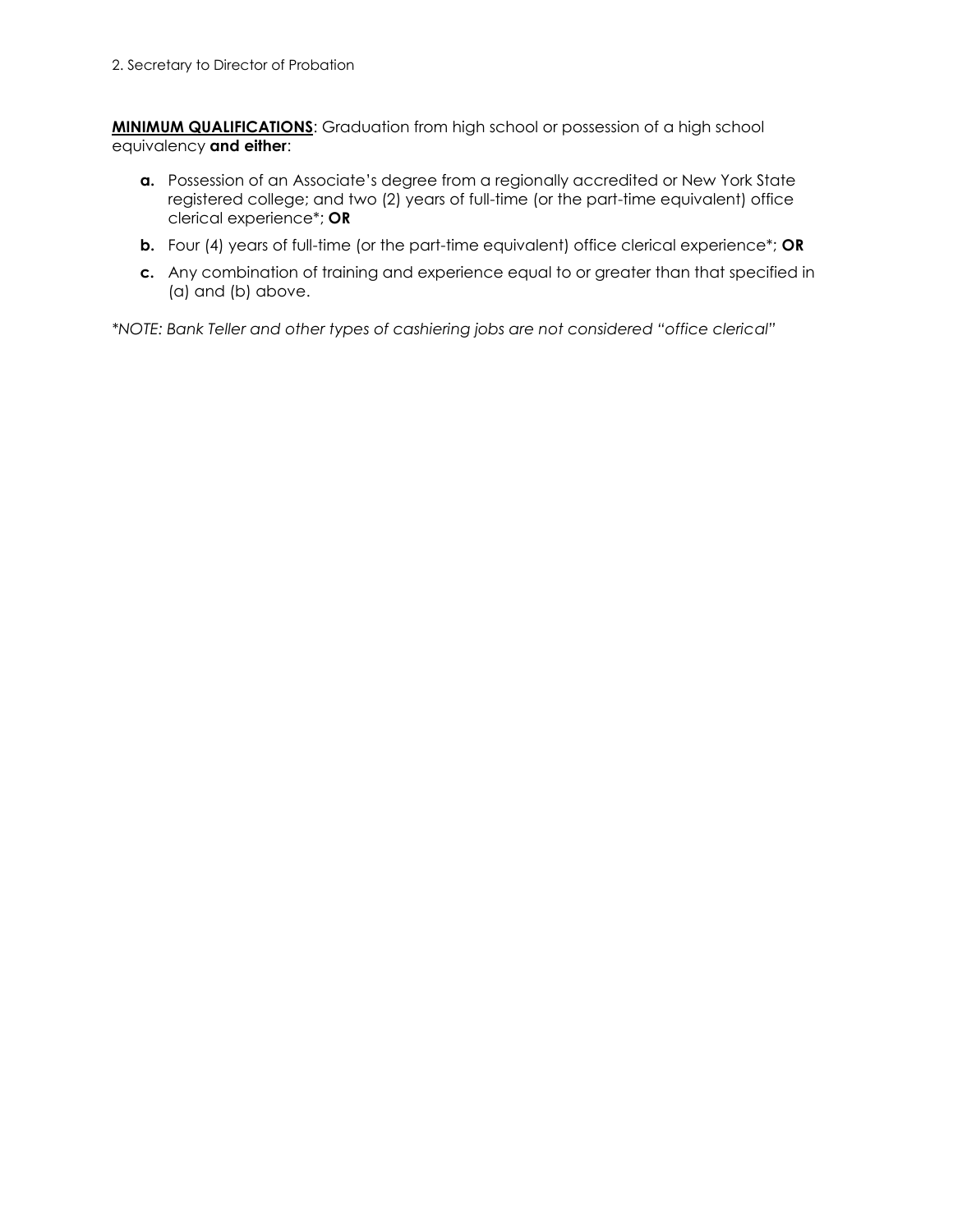**<u>MINIMUM QUALIFICATIONS</u>**: Graduation from high school or possession of a high school equivalency **and either**:

- **a.** Possession of an Associate's degree from a regionally accredited or New York State registered college; and two (2) years of full-time (or the part-time equivalent) office clerical experience*; **OR**
- **b.** Four (4) years of full-time (or the part-time equivalent) office clerical experience*; **OR**
- **c.** Any combination of training and experience equal to or greater than that specified in (a) and (b) above.

*\*NOTE: Bank Teller and other types of cashiering jobs are not considered "office clerical"*